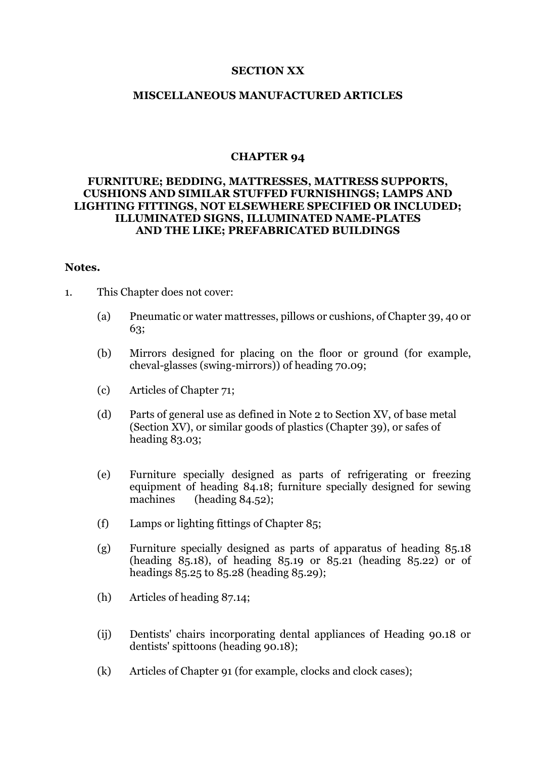## SECTION XX

## MISCELLANEOUS MANUFACTURED ARTICLES

## CHAPTER 94

## FURNITURE; BEDDING, MATTRESSES, MATTRESS SUPPORTS, CUSHIONS AND SIMILAR STUFFED FURNISHINGS; LAMPS AND LIGHTING FITTINGS, NOT ELSEWHERE SPECIFIED OR INCLUDED; ILLUMINATED SIGNS, ILLUMINATED NAME-PLATES AND THE LIKE; PREFABRICATED BUILDINGS

**Notes.**

1. This Chapter does not cover:

   (a) Pneumatic or water mattresses, pillows or cushions, of Chapter 39, 40 or 63;

   (b) Mirrors designed for placing on the floor or ground (for example, cheval-glasses (swing-mirrors)) of heading 70.09;

   (c) Articles of Chapter 71;

   (d) Parts of general use as defined in Note 2 to Section XV, of base metal (Section XV), or similar goods of plastics (Chapter 39), or safes of heading 83.03;

   (e) Furniture specially designed as parts of refrigerating or freezing equipment of heading 84.18; furniture specially designed for sewing machines (heading 84.52);

   (f) Lamps or lighting fittings of Chapter 85;

   (g) Furniture specially designed as parts of apparatus of heading 85.18 (heading 85.18), of heading 85.19 or 85.21 (heading 85.22) or of headings 85.25 to 85.28 (heading 85.29);

   (h) Articles of heading 87.14;

   (ij) Dentists' chairs incorporating dental appliances of Heading 90.18 or dentists' spittoons (heading 90.18);

   (k) Articles of Chapter 91 (for example, clocks and clock cases);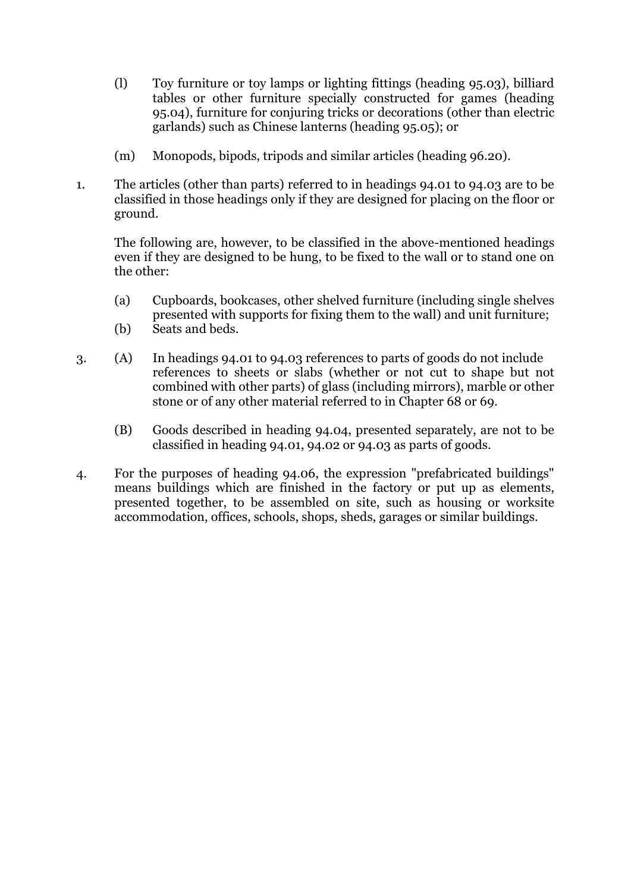(l) Toy furniture or toy lamps or lighting fittings (heading 95.03), billiard tables or other furniture specially constructed for games (heading 95.04), furniture for conjuring tricks or decorations (other than electric garlands) such as Chinese lanterns (heading 95.05); or

(m) Monopods, bipods, tripods and similar articles (heading 96.20).

1. The articles (other than parts) referred to in headings 94.01 to 94.03 are to be classified in those headings only if they are designed for placing on the floor or ground.

   The following are, however, to be classified in the above-mentioned headings even if they are designed to be hung, to be fixed to the wall or to stand one on the other:

   (a) Cupboards, bookcases, other shelved furniture (including single shelves presented with supports for fixing them to the wall) and unit furniture;
   (b) Seats and beds.

3. (A) In headings 94.01 to 94.03 references to parts of goods do not include references to sheets or slabs (whether or not cut to shape but not combined with other parts) of glass (including mirrors), marble or other stone or of any other material referred to in Chapter 68 or 69.

   (B) Goods described in heading 94.04, presented separately, are not to be classified in heading 94.01, 94.02 or 94.03 as parts of goods.

4. For the purposes of heading 94.06, the expression "prefabricated buildings" means buildings which are finished in the factory or put up as elements, presented together, to be assembled on site, such as housing or worksite accommodation, offices, schools, shops, sheds, garages or similar buildings.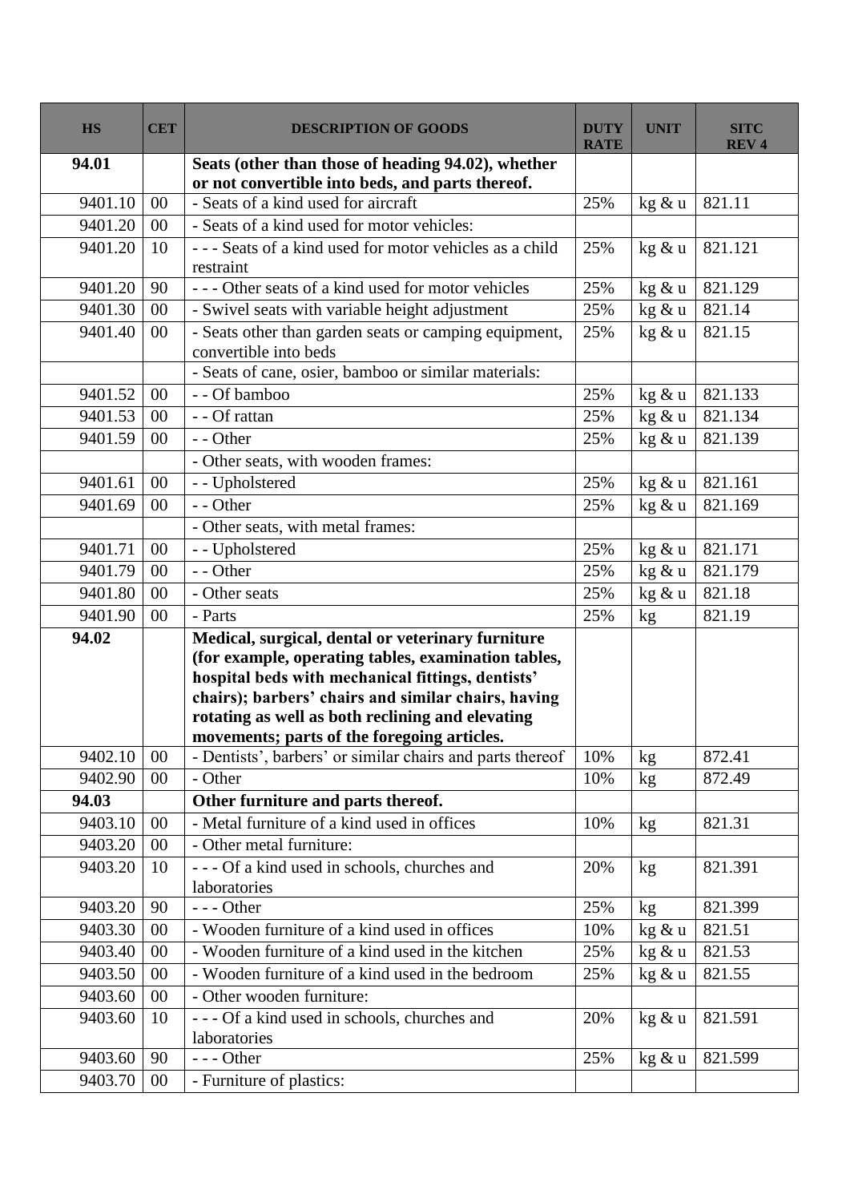| HS | CET | DESCRIPTION OF GOODS | DUTY RATE | UNIT | SITC REV 4 |
|---|---|---|---|---|---|
| **94.01** | | **Seats (other than those of heading 94.02), whether or not convertible into beds, and parts thereof.** | | | |
| 9401.10 | 00 | - Seats of a kind used for aircraft | 25% | kg & u | 821.11 |
| 9401.20 | 00 | - Seats of a kind used for motor vehicles: | | | |
| 9401.20 | 10 | - - - Seats of a kind used for motor vehicles as a child restraint | 25% | kg & u | 821.121 |
| 9401.20 | 90 | - - - Other seats of a kind used for motor vehicles | 25% | kg & u | 821.129 |
| 9401.30 | 00 | - Swivel seats with variable height adjustment | 25% | kg & u | 821.14 |
| 9401.40 | 00 | - Seats other than garden seats or camping equipment, convertible into beds | 25% | kg & u | 821.15 |
| | | - Seats of cane, osier, bamboo or similar materials: | | | |
| 9401.52 | 00 | - - Of bamboo | 25% | kg & u | 821.133 |
| 9401.53 | 00 | - - Of rattan | 25% | kg & u | 821.134 |
| 9401.59 | 00 | - - Other | 25% | kg & u | 821.139 |
| | | - Other seats, with wooden frames: | | | |
| 9401.61 | 00 | - - Upholstered | 25% | kg & u | 821.161 |
| 9401.69 | 00 | - - Other | 25% | kg & u | 821.169 |
| | | - Other seats, with metal frames: | | | |
| 9401.71 | 00 | - - Upholstered | 25% | kg & u | 821.171 |
| 9401.79 | 00 | - - Other | 25% | kg & u | 821.179 |
| 9401.80 | 00 | - Other seats | 25% | kg & u | 821.18 |
| 9401.90 | 00 | - Parts | 25% | kg | 821.19 |
| **94.02** | | **Medical, surgical, dental or veterinary furniture (for example, operating tables, examination tables, hospital beds with mechanical fittings, dentists' chairs); barbers' chairs and similar chairs, having rotating as well as both reclining and elevating movements; parts of the foregoing articles.** | | | |
| 9402.10 | 00 | - Dentists', barbers' or similar chairs and parts thereof | 10% | kg | 872.41 |
| 9402.90 | 00 | - Other | 10% | kg | 872.49 |
| **94.03** | | **Other furniture and parts thereof.** | | | |
| 9403.10 | 00 | - Metal furniture of a kind used in offices | 10% | kg | 821.31 |
| 9403.20 | 00 | - Other metal furniture: | | | |
| 9403.20 | 10 | - - - Of a kind used in schools, churches and laboratories | 20% | kg | 821.391 |
| 9403.20 | 90 | - - - Other | 25% | kg | 821.399 |
| 9403.30 | 00 | - Wooden furniture of a kind used in offices | 10% | kg & u | 821.51 |
| 9403.40 | 00 | - Wooden furniture of a kind used in the kitchen | 25% | kg & u | 821.53 |
| 9403.50 | 00 | - Wooden furniture of a kind used in the bedroom | 25% | kg & u | 821.55 |
| 9403.60 | 00 | - Other wooden furniture: | | | |
| 9403.60 | 10 | - - - Of a kind used in schools, churches and laboratories | 20% | kg & u | 821.591 |
| 9403.60 | 90 | - - - Other | 25% | kg & u | 821.599 |
| 9403.70 | 00 | - Furniture of plastics: | | | |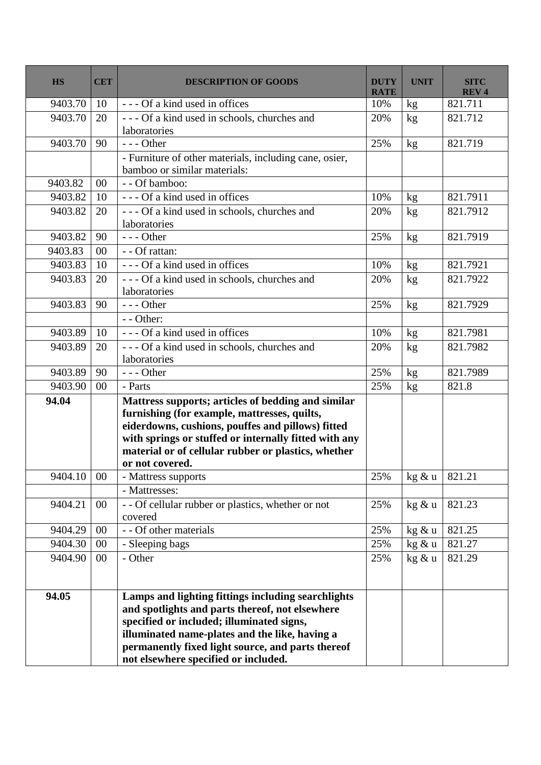| HS | CET | DESCRIPTION OF GOODS | DUTY RATE | UNIT | SITC REV 4 |
|---|---|---|---|---|---|
| 9403.70 | 10 | - - - Of a kind used in offices | 10% | kg | 821.711 |
| 9403.70 | 20 | - - - Of a kind used in schools, churches and laboratories | 20% | kg | 821.712 |
| 9403.70 | 90 | - - - Other | 25% | kg | 821.719 |
| | | - Furniture of other materials, including cane, osier, bamboo or similar materials: | | | |
| 9403.82 | 00 | - - Of bamboo: | | | |
| 9403.82 | 10 | - - - Of a kind used in offices | 10% | kg | 821.7911 |
| 9403.82 | 20 | - - - Of a kind used in schools, churches and laboratories | 20% | kg | 821.7912 |
| 9403.82 | 90 | - - - Other | 25% | kg | 821.7919 |
| 9403.83 | 00 | - - Of rattan: | | | |
| 9403.83 | 10 | - - - Of a kind used in offices | 10% | kg | 821.7921 |
| 9403.83 | 20 | - - - Of a kind used in schools, churches and laboratories | 20% | kg | 821.7922 |
| 9403.83 | 90 | - - - Other | 25% | kg | 821.7929 |
| | | - - Other: | | | |
| 9403.89 | 10 | - - - Of a kind used in offices | 10% | kg | 821.7981 |
| 9403.89 | 20 | - - - Of a kind used in schools, churches and laboratories | 20% | kg | 821.7982 |
| 9403.89 | 90 | - - - Other | 25% | kg | 821.7989 |
| 9403.90 | 00 | - Parts | 25% | kg | 821.8 |
| **94.04** | | **Mattress supports; articles of bedding and similar furnishing (for example, mattresses, quilts, eiderdowns, cushions, pouffes and pillows) fitted with springs or stuffed or internally fitted with any material or of cellular rubber or plastics, whether or not covered.** | | | |
| 9404.10 | 00 | - Mattress supports | 25% | kg & u | 821.21 |
| | | - Mattresses: | | | |
| 9404.21 | 00 | - - Of cellular rubber or plastics, whether or not covered | 25% | kg & u | 821.23 |
| 9404.29 | 00 | - - Of other materials | 25% | kg & u | 821.25 |
| 9404.30 | 00 | - Sleeping bags | 25% | kg & u | 821.27 |
| 9404.90 | 00 | - Other | 25% | kg & u | 821.29 |
| **94.05** | | **Lamps and lighting fittings including searchlights and spotlights and parts thereof, not elsewhere specified or included; illuminated signs, illuminated name-plates and the like, having a permanently fixed light source, and parts thereof not elsewhere specified or included.** | | | |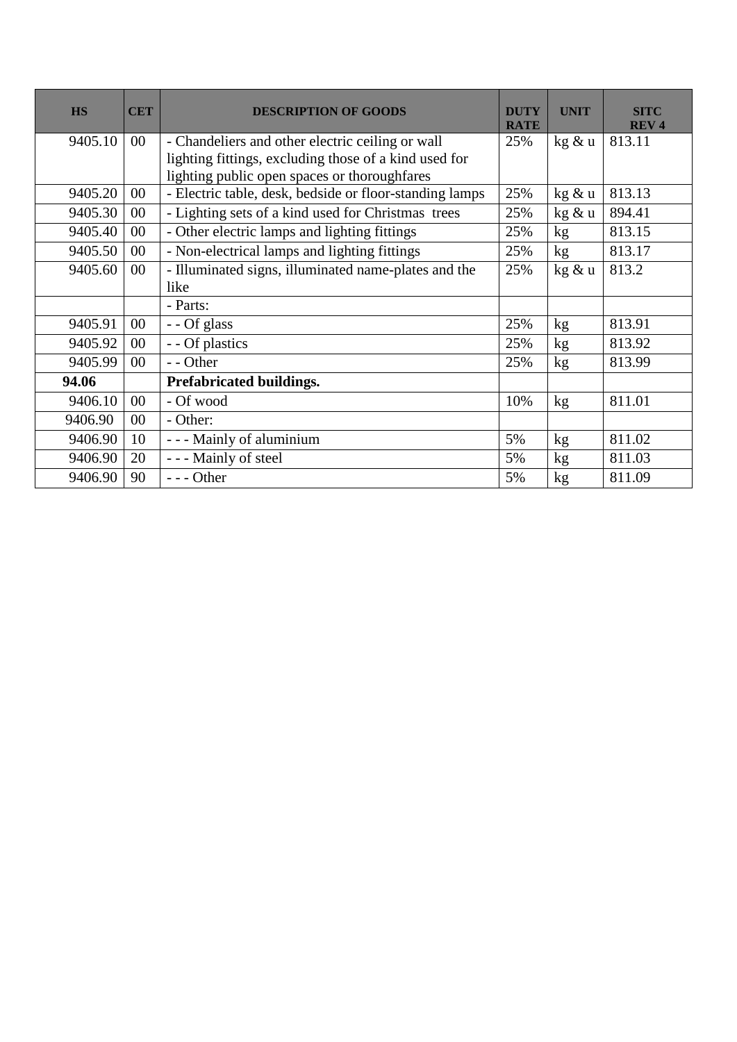| HS | CET | DESCRIPTION OF GOODS | DUTY RATE | UNIT | SITC REV 4 |
|---|---|---|---|---|---|
| 9405.10 | 00 | - Chandeliers and other electric ceiling or wall lighting fittings, excluding those of a kind used for lighting public open spaces or thoroughfares | 25% | kg & u | 813.11 |
| 9405.20 | 00 | - Electric table, desk, bedside or floor-standing lamps | 25% | kg & u | 813.13 |
| 9405.30 | 00 | - Lighting sets of a kind used for Christmas trees | 25% | kg & u | 894.41 |
| 9405.40 | 00 | - Other electric lamps and lighting fittings | 25% | kg | 813.15 |
| 9405.50 | 00 | - Non-electrical lamps and lighting fittings | 25% | kg | 813.17 |
| 9405.60 | 00 | - Illuminated signs, illuminated name-plates and the like | 25% | kg & u | 813.2 |
| | | - Parts: | | | |
| 9405.91 | 00 | - - Of glass | 25% | kg | 813.91 |
| 9405.92 | 00 | - - Of plastics | 25% | kg | 813.92 |
| 9405.99 | 00 | - - Other | 25% | kg | 813.99 |
| **94.06** | | **Prefabricated buildings.** | | | |
| 9406.10 | 00 | - Of wood | 10% | kg | 811.01 |
| 9406.90 | 00 | - Other: | | | |
| 9406.90 | 10 | - - - Mainly of aluminium | 5% | kg | 811.02 |
| 9406.90 | 20 | - - - Mainly of steel | 5% | kg | 811.03 |
| 9406.90 | 90 | - - - Other | 5% | kg | 811.09 |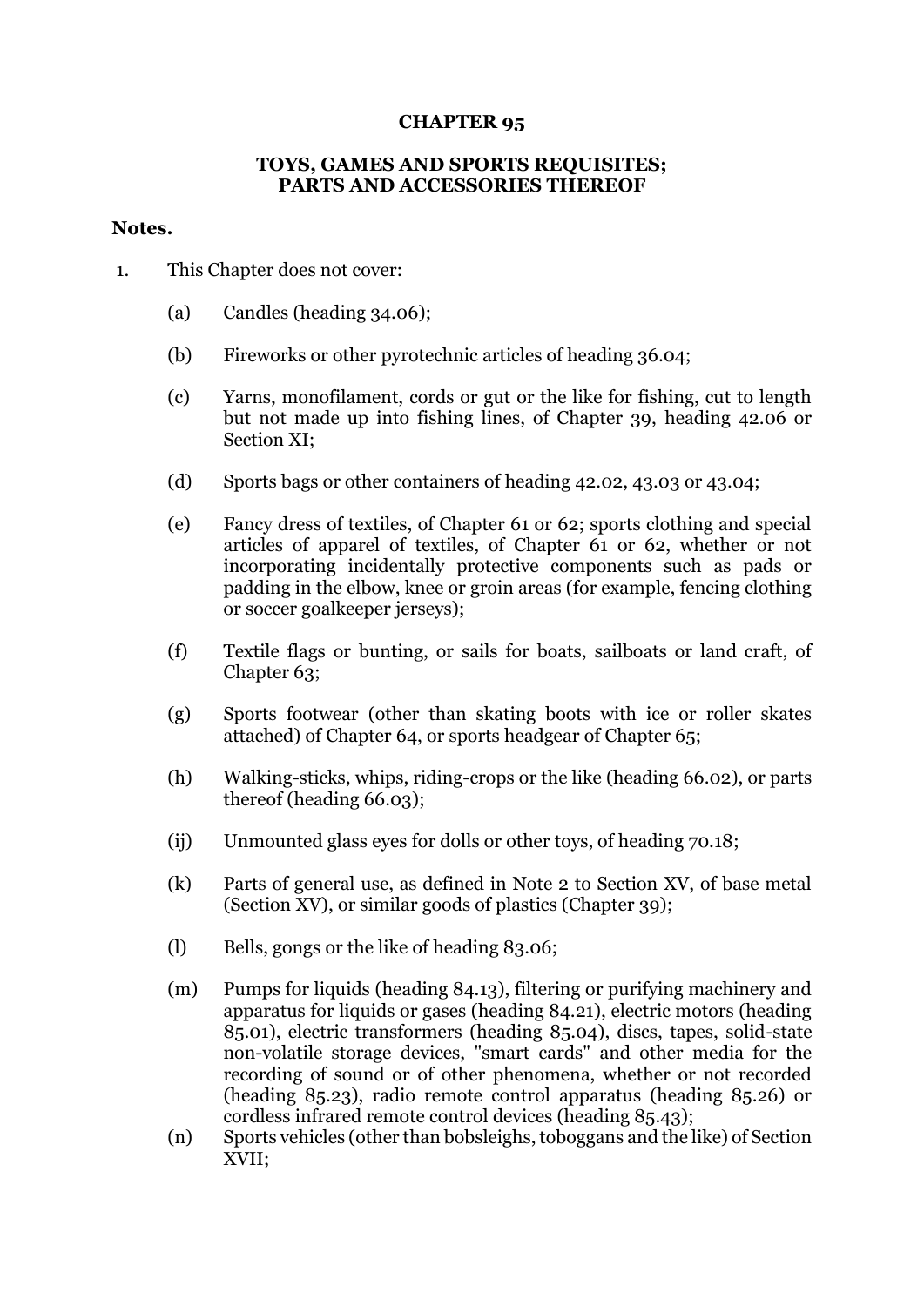# CHAPTER 95

## TOYS, GAMES AND SPORTS REQUISITES; PARTS AND ACCESSORIES THEREOF

**Notes.**

1. This Chapter does not cover:

   (a) Candles (heading 34.06);

   (b) Fireworks or other pyrotechnic articles of heading 36.04;

   (c) Yarns, monofilament, cords or gut or the like for fishing, cut to length but not made up into fishing lines, of Chapter 39, heading 42.06 or Section XI;

   (d) Sports bags or other containers of heading 42.02, 43.03 or 43.04;

   (e) Fancy dress of textiles, of Chapter 61 or 62; sports clothing and special articles of apparel of textiles, of Chapter 61 or 62, whether or not incorporating incidentally protective components such as pads or padding in the elbow, knee or groin areas (for example, fencing clothing or soccer goalkeeper jerseys);

   (f) Textile flags or bunting, or sails for boats, sailboats or land craft, of Chapter 63;

   (g) Sports footwear (other than skating boots with ice or roller skates attached) of Chapter 64, or sports headgear of Chapter 65;

   (h) Walking-sticks, whips, riding-crops or the like (heading 66.02), or parts thereof (heading 66.03);

   (ij) Unmounted glass eyes for dolls or other toys, of heading 70.18;

   (k) Parts of general use, as defined in Note 2 to Section XV, of base metal (Section XV), or similar goods of plastics (Chapter 39);

   (l) Bells, gongs or the like of heading 83.06;

   (m) Pumps for liquids (heading 84.13), filtering or purifying machinery and apparatus for liquids or gases (heading 84.21), electric motors (heading 85.01), electric transformers (heading 85.04), discs, tapes, solid-state non-volatile storage devices, "smart cards" and other media for the recording of sound or of other phenomena, whether or not recorded (heading 85.23), radio remote control apparatus (heading 85.26) or cordless infrared remote control devices (heading 85.43);

   (n) Sports vehicles (other than bobsleighs, toboggans and the like) of Section XVII;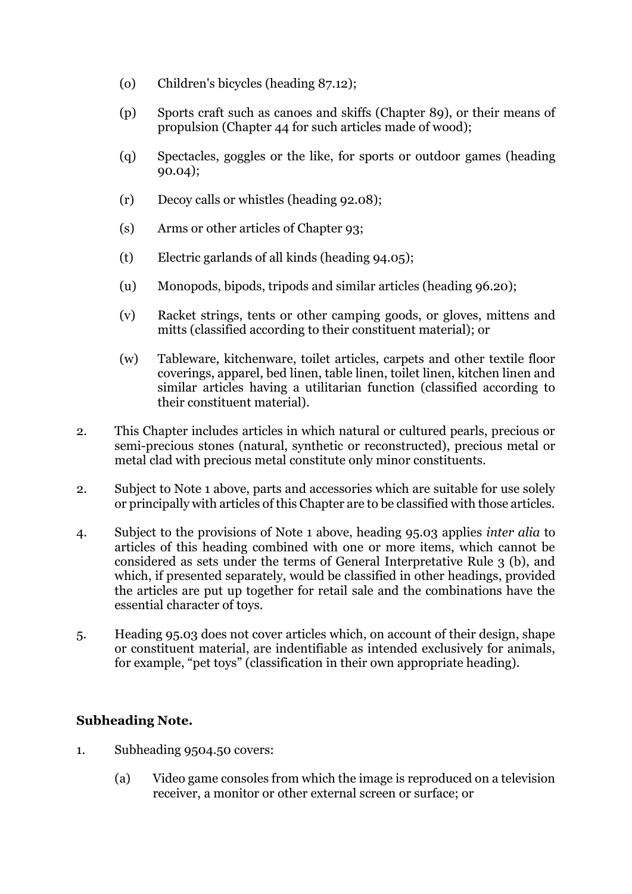(o) Children's bicycles (heading 87.12);

(p) Sports craft such as canoes and skiffs (Chapter 89), or their means of propulsion (Chapter 44 for such articles made of wood);

(q) Spectacles, goggles or the like, for sports or outdoor games (heading 90.04);

(r) Decoy calls or whistles (heading 92.08);

(s) Arms or other articles of Chapter 93;

(t) Electric garlands of all kinds (heading 94.05);

(u) Monopods, bipods, tripods and similar articles (heading 96.20);

(v) Racket strings, tents or other camping goods, or gloves, mittens and mitts (classified according to their constituent material); or

(w) Tableware, kitchenware, toilet articles, carpets and other textile floor coverings, apparel, bed linen, table linen, toilet linen, kitchen linen and similar articles having a utilitarian function (classified according to their constituent material).

2. This Chapter includes articles in which natural or cultured pearls, precious or semi-precious stones (natural, synthetic or reconstructed), precious metal or metal clad with precious metal constitute only minor constituents.

2. Subject to Note 1 above, parts and accessories which are suitable for use solely or principally with articles of this Chapter are to be classified with those articles.

4. Subject to the provisions of Note 1 above, heading 95.03 applies *inter alia* to articles of this heading combined with one or more items, which cannot be considered as sets under the terms of General Interpretative Rule 3 (b), and which, if presented separately, would be classified in other headings, provided the articles are put up together for retail sale and the combinations have the essential character of toys.

5. Heading 95.03 does not cover articles which, on account of their design, shape or constituent material, are indentifiable as intended exclusively for animals, for example, "pet toys" (classification in their own appropriate heading).

**Subheading Note.**

1. Subheading 9504.50 covers:

   (a) Video game consoles from which the image is reproduced on a television receiver, a monitor or other external screen or surface; or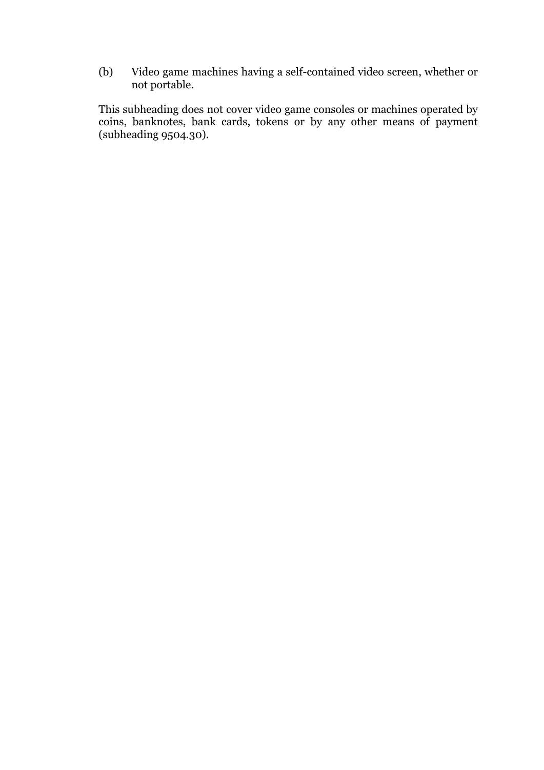(b) Video game machines having a self-contained video screen, whether or not portable.

This subheading does not cover video game consoles or machines operated by coins, banknotes, bank cards, tokens or by any other means of payment (subheading 9504.30).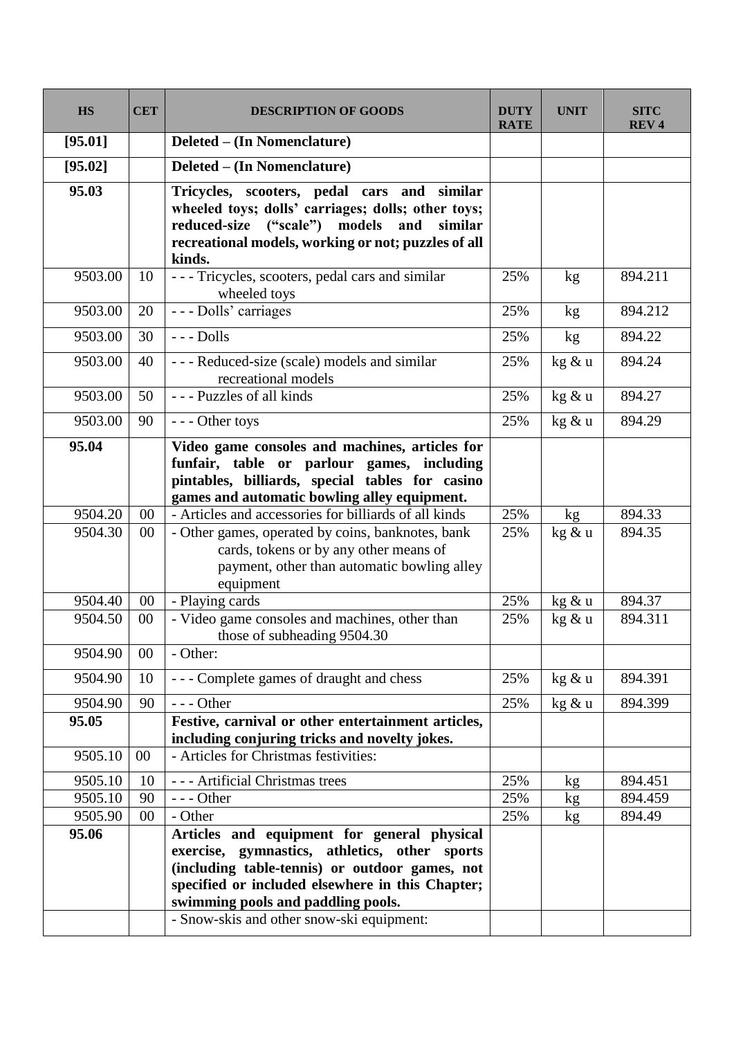| HS | CET | DESCRIPTION OF GOODS | DUTY RATE | UNIT | SITC REV 4 |
|---|---|---|---|---|---|
| [95.01] | | **Deleted – (In Nomenclature)** | | | |
| [95.02] | | **Deleted – (In Nomenclature)** | | | |
| **95.03** | | **Tricycles, scooters, pedal cars and similar wheeled toys; dolls' carriages; dolls; other toys; reduced-size ("scale") models and similar recreational models, working or not; puzzles of all kinds.** | | | |
| 9503.00 | 10 | - - - Tricycles, scooters, pedal cars and similar wheeled toys | 25% | kg | 894.211 |
| 9503.00 | 20 | - - - Dolls' carriages | 25% | kg | 894.212 |
| 9503.00 | 30 | - - - Dolls | 25% | kg | 894.22 |
| 9503.00 | 40 | - - - Reduced-size (scale) models and similar recreational models | 25% | kg & u | 894.24 |
| 9503.00 | 50 | - - - Puzzles of all kinds | 25% | kg & u | 894.27 |
| 9503.00 | 90 | - - - Other toys | 25% | kg & u | 894.29 |
| **95.04** | | **Video game consoles and machines, articles for funfair, table or parlour games, including pintables, billiards, special tables for casino games and automatic bowling alley equipment.** | | | |
| 9504.20 | 00 | - Articles and accessories for billiards of all kinds | 25% | kg | 894.33 |
| 9504.30 | 00 | - Other games, operated by coins, banknotes, bank cards, tokens or by any other means of payment, other than automatic bowling alley equipment | 25% | kg & u | 894.35 |
| 9504.40 | 00 | - Playing cards | 25% | kg & u | 894.37 |
| 9504.50 | 00 | - Video game consoles and machines, other than those of subheading 9504.30 | 25% | kg & u | 894.311 |
| 9504.90 | 00 | - Other: | | | |
| 9504.90 | 10 | - - - Complete games of draught and chess | 25% | kg & u | 894.391 |
| 9504.90 | 90 | - - - Other | 25% | kg & u | 894.399 |
| **95.05** | | **Festive, carnival or other entertainment articles, including conjuring tricks and novelty jokes.** | | | |
| 9505.10 | 00 | - Articles for Christmas festivities: | | | |
| 9505.10 | 10 | - - - Artificial Christmas trees | 25% | kg | 894.451 |
| 9505.10 | 90 | - - - Other | 25% | kg | 894.459 |
| 9505.90 | 00 | - Other | 25% | kg | 894.49 |
| **95.06** | | **Articles and equipment for general physical exercise, gymnastics, athletics, other sports (including table-tennis) or outdoor games, not specified or included elsewhere in this Chapter; swimming pools and paddling pools.** | | | |
| | | - Snow-skis and other snow-ski equipment: | | | |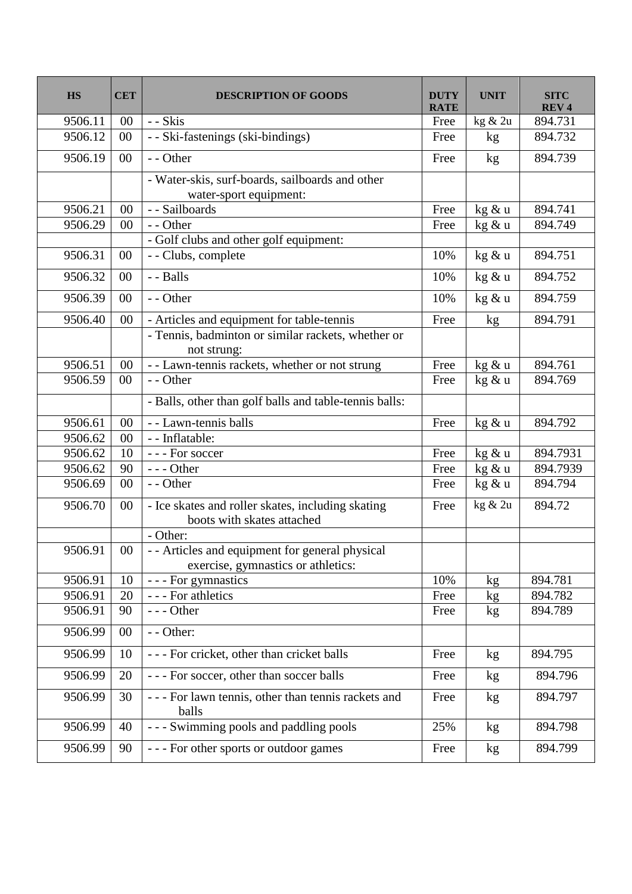| HS | CET | DESCRIPTION OF GOODS | DUTY RATE | UNIT | SITC REV 4 |
|---|---|---|---|---|---|
| 9506.11 | 00 | - - Skis | Free | kg & 2u | 894.731 |
| 9506.12 | 00 | - - Ski-fastenings (ski-bindings) | Free | kg | 894.732 |
| 9506.19 | 00 | - - Other | Free | kg | 894.739 |
| | | - Water-skis, surf-boards, sailboards and other water-sport equipment: | | | |
| 9506.21 | 00 | - - Sailboards | Free | kg & u | 894.741 |
| 9506.29 | 00 | - - Other | Free | kg & u | 894.749 |
| | | - Golf clubs and other golf equipment: | | | |
| 9506.31 | 00 | - - Clubs, complete | 10% | kg & u | 894.751 |
| 9506.32 | 00 | - - Balls | 10% | kg & u | 894.752 |
| 9506.39 | 00 | - - Other | 10% | kg & u | 894.759 |
| 9506.40 | 00 | - Articles and equipment for table-tennis | Free | kg | 894.791 |
| | | - Tennis, badminton or similar rackets, whether or not strung: | | | |
| 9506.51 | 00 | - - Lawn-tennis rackets, whether or not strung | Free | kg & u | 894.761 |
| 9506.59 | 00 | - - Other | Free | kg & u | 894.769 |
| | | - Balls, other than golf balls and table-tennis balls: | | | |
| 9506.61 | 00 | - - Lawn-tennis balls | Free | kg & u | 894.792 |
| 9506.62 | 00 | - - Inflatable: | | | |
| 9506.62 | 10 | - - - For soccer | Free | kg & u | 894.7931 |
| 9506.62 | 90 | - - - Other | Free | kg & u | 894.7939 |
| 9506.69 | 00 | - - Other | Free | kg & u | 894.794 |
| 9506.70 | 00 | - Ice skates and roller skates, including skating boots with skates attached | Free | kg & 2u | 894.72 |
| | | - Other: | | | |
| 9506.91 | 00 | - - Articles and equipment for general physical exercise, gymnastics or athletics: | | | |
| 9506.91 | 10 | - - - For gymnastics | 10% | kg | 894.781 |
| 9506.91 | 20 | - - - For athletics | Free | kg | 894.782 |
| 9506.91 | 90 | - - - Other | Free | kg | 894.789 |
| 9506.99 | 00 | - - Other: | | | |
| 9506.99 | 10 | - - - For cricket, other than cricket balls | Free | kg | 894.795 |
| 9506.99 | 20 | - - - For soccer, other than soccer balls | Free | kg | 894.796 |
| 9506.99 | 30 | - - - For lawn tennis, other than tennis rackets and balls | Free | kg | 894.797 |
| 9506.99 | 40 | - - - Swimming pools and paddling pools | 25% | kg | 894.798 |
| 9506.99 | 90 | - - - For other sports or outdoor games | Free | kg | 894.799 |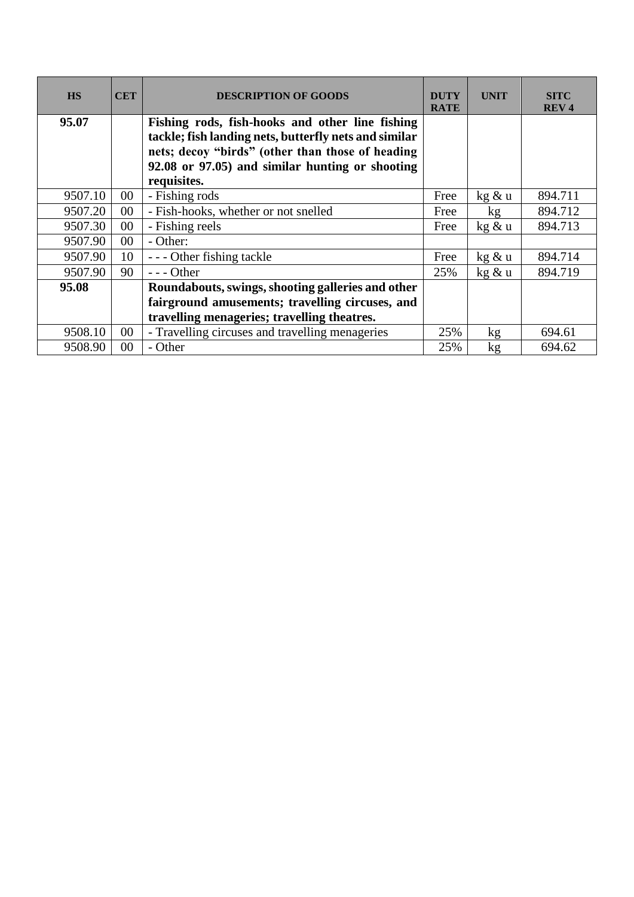| HS | CET | DESCRIPTION OF GOODS | DUTY RATE | UNIT | SITC REV 4 |
|---|---|---|---|---|---|
| **95.07** | | **Fishing rods, fish-hooks and other line fishing tackle; fish landing nets, butterfly nets and similar nets; decoy “birds” (other than those of heading 92.08 or 97.05) and similar hunting or shooting requisites.** | | | |
| 9507.10 | 00 | - Fishing rods | Free | kg & u | 894.711 |
| 9507.20 | 00 | - Fish-hooks, whether or not snelled | Free | kg | 894.712 |
| 9507.30 | 00 | - Fishing reels | Free | kg & u | 894.713 |
| 9507.90 | 00 | - Other: | | | |
| 9507.90 | 10 | - - - Other fishing tackle | Free | kg & u | 894.714 |
| 9507.90 | 90 | - - - Other | 25% | kg & u | 894.719 |
| **95.08** | | **Roundabouts, swings, shooting galleries and other fairground amusements; travelling circuses, and travelling menageries; travelling theatres.** | | | |
| 9508.10 | 00 | - Travelling circuses and travelling menageries | 25% | kg | 694.61 |
| 9508.90 | 00 | - Other | 25% | kg | 694.62 |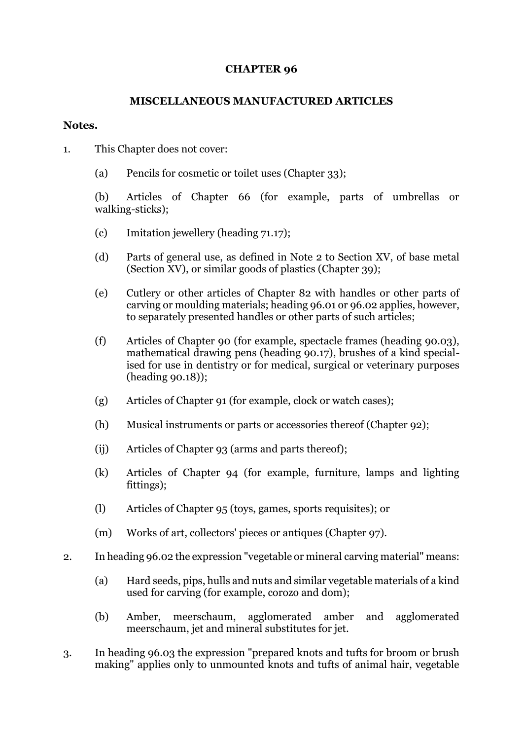# CHAPTER 96

## MISCELLANEOUS MANUFACTURED ARTICLES

**Notes.**

1. This Chapter does not cover:

   (a) Pencils for cosmetic or toilet uses (Chapter 33);

   (b) Articles of Chapter 66 (for example, parts of umbrellas or walking-sticks);

   (c) Imitation jewellery (heading 71.17);

   (d) Parts of general use, as defined in Note 2 to Section XV, of base metal (Section XV), or similar goods of plastics (Chapter 39);

   (e) Cutlery or other articles of Chapter 82 with handles or other parts of carving or moulding materials; heading 96.01 or 96.02 applies, however, to separately presented handles or other parts of such articles;

   (f) Articles of Chapter 90 (for example, spectacle frames (heading 90.03), mathematical drawing pens (heading 90.17), brushes of a kind specialised for use in dentistry or for medical, surgical or veterinary purposes (heading 90.18));

   (g) Articles of Chapter 91 (for example, clock or watch cases);

   (h) Musical instruments or parts or accessories thereof (Chapter 92);

   (ij) Articles of Chapter 93 (arms and parts thereof);

   (k) Articles of Chapter 94 (for example, furniture, lamps and lighting fittings);

   (l) Articles of Chapter 95 (toys, games, sports requisites); or

   (m) Works of art, collectors' pieces or antiques (Chapter 97).

2. In heading 96.02 the expression "vegetable or mineral carving material" means:

   (a) Hard seeds, pips, hulls and nuts and similar vegetable materials of a kind used for carving (for example, corozo and dom);

   (b) Amber, meerschaum, agglomerated amber and agglomerated meerschaum, jet and mineral substitutes for jet.

3. In heading 96.03 the expression "prepared knots and tufts for broom or brush making" applies only to unmounted knots and tufts of animal hair, vegetable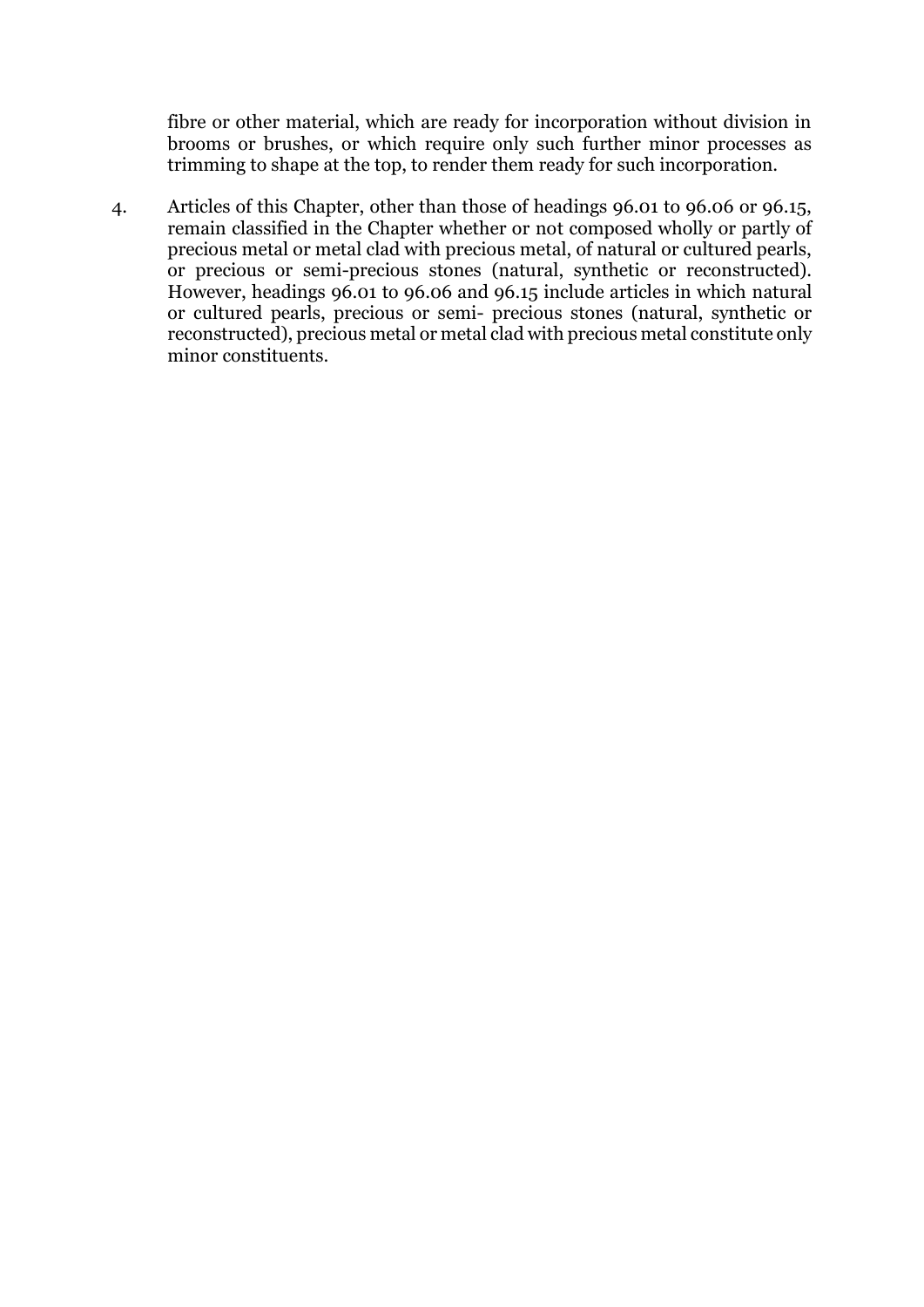fibre or other material, which are ready for incorporation without division in brooms or brushes, or which require only such further minor processes as trimming to shape at the top, to render them ready for such incorporation.

4. Articles of this Chapter, other than those of headings 96.01 to 96.06 or 96.15, remain classified in the Chapter whether or not composed wholly or partly of precious metal or metal clad with precious metal, of natural or cultured pearls, or precious or semi-precious stones (natural, synthetic or reconstructed). However, headings 96.01 to 96.06 and 96.15 include articles in which natural or cultured pearls, precious or semi- precious stones (natural, synthetic or reconstructed), precious metal or metal clad with precious metal constitute only minor constituents.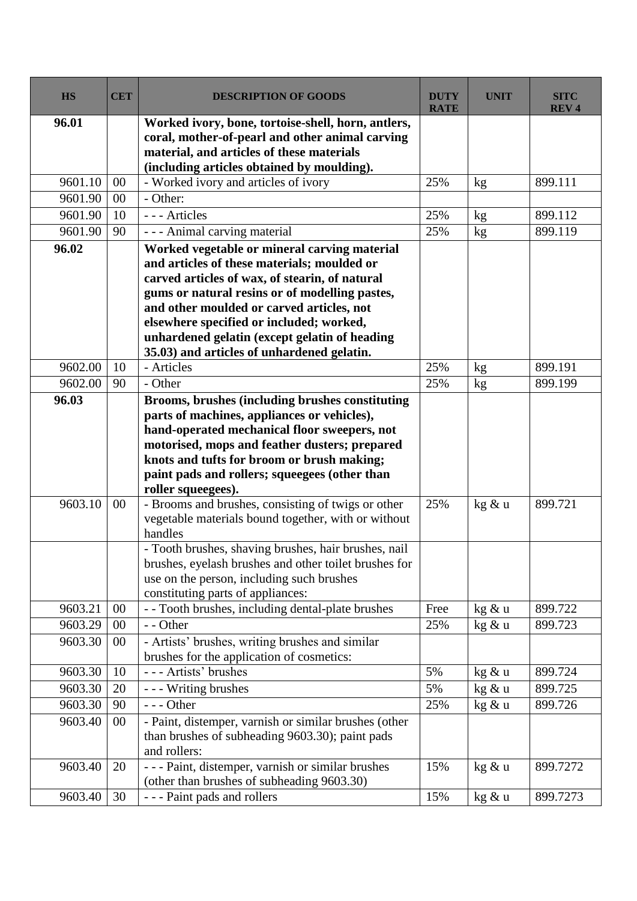| HS | CET | DESCRIPTION OF GOODS | DUTY RATE | UNIT | SITC REV 4 |
|---|---|---|---|---|---|
| **96.01** | | **Worked ivory, bone, tortoise-shell, horn, antlers, coral, mother-of-pearl and other animal carving material, and articles of these materials (including articles obtained by moulding).** | | | |
| 9601.10 | 00 | - Worked ivory and articles of ivory | 25% | kg | 899.111 |
| 9601.90 | 00 | - Other: | | | |
| 9601.90 | 10 | - - - Articles | 25% | kg | 899.112 |
| 9601.90 | 90 | - - - Animal carving material | 25% | kg | 899.119 |
| **96.02** | | **Worked vegetable or mineral carving material and articles of these materials; moulded or carved articles of wax, of stearin, of natural gums or natural resins or of modelling pastes, and other moulded or carved articles, not elsewhere specified or included; worked, unhardened gelatin (except gelatin of heading 35.03) and articles of unhardened gelatin.** | | | |
| 9602.00 | 10 | - Articles | 25% | kg | 899.191 |
| 9602.00 | 90 | - Other | 25% | kg | 899.199 |
| **96.03** | | **Brooms, brushes (including brushes constituting parts of machines, appliances or vehicles), hand-operated mechanical floor sweepers, not motorised, mops and feather dusters; prepared knots and tufts for broom or brush making; paint pads and rollers; squeegees (other than roller squeegees).** | | | |
| 9603.10 | 00 | - Brooms and brushes, consisting of twigs or other vegetable materials bound together, with or without handles | 25% | kg & u | 899.721 |
| | | - Tooth brushes, shaving brushes, hair brushes, nail brushes, eyelash brushes and other toilet brushes for use on the person, including such brushes constituting parts of appliances: | | | |
| 9603.21 | 00 | - - Tooth brushes, including dental-plate brushes | Free | kg & u | 899.722 |
| 9603.29 | 00 | - - Other | 25% | kg & u | 899.723 |
| 9603.30 | 00 | - Artists' brushes, writing brushes and similar brushes for the application of cosmetics: | | | |
| 9603.30 | 10 | - - - Artists' brushes | 5% | kg & u | 899.724 |
| 9603.30 | 20 | - - - Writing brushes | 5% | kg & u | 899.725 |
| 9603.30 | 90 | - - - Other | 25% | kg & u | 899.726 |
| 9603.40 | 00 | - Paint, distemper, varnish or similar brushes (other than brushes of subheading 9603.30); paint pads and rollers: | | | |
| 9603.40 | 20 | - - - Paint, distemper, varnish or similar brushes (other than brushes of subheading 9603.30) | 15% | kg & u | 899.7272 |
| 9603.40 | 30 | - - - Paint pads and rollers | 15% | kg & u | 899.7273 |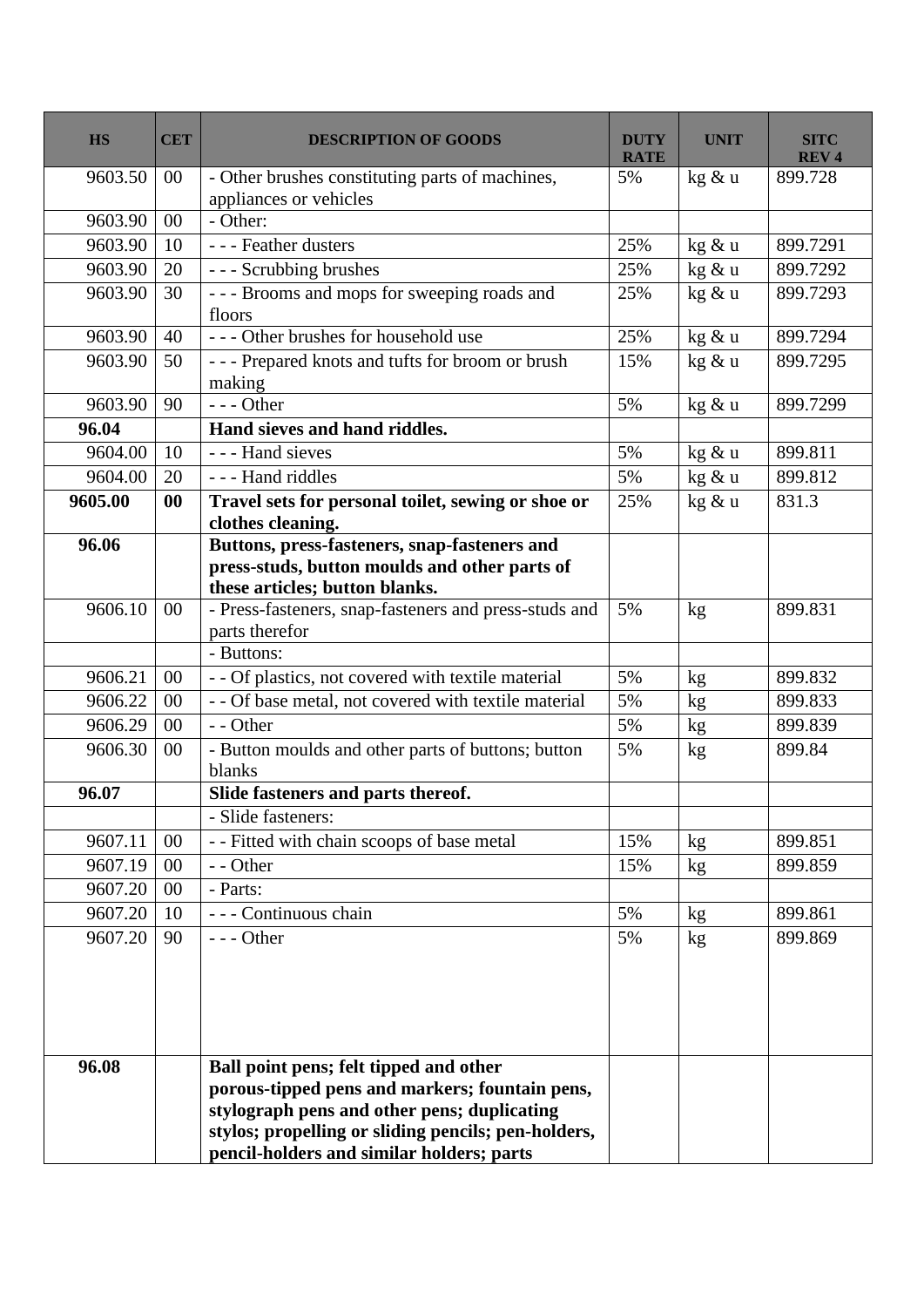| HS | CET | DESCRIPTION OF GOODS | DUTY RATE | UNIT | SITC REV 4 |
|---|---|---|---|---|---|
| 9603.50 | 00 | - Other brushes constituting parts of machines, appliances or vehicles | 5% | kg & u | 899.728 |
| 9603.90 | 00 | - Other: | | | |
| 9603.90 | 10 | - - - Feather dusters | 25% | kg & u | 899.7291 |
| 9603.90 | 20 | - - - Scrubbing brushes | 25% | kg & u | 899.7292 |
| 9603.90 | 30 | - - - Brooms and mops for sweeping roads and floors | 25% | kg & u | 899.7293 |
| 9603.90 | 40 | - - - Other brushes for household use | 25% | kg & u | 899.7294 |
| 9603.90 | 50 | - - - Prepared knots and tufts for broom or brush making | 15% | kg & u | 899.7295 |
| 9603.90 | 90 | - - - Other | 5% | kg & u | 899.7299 |
| **96.04** | | **Hand sieves and hand riddles.** | | | |
| 9604.00 | 10 | - - - Hand sieves | 5% | kg & u | 899.811 |
| 9604.00 | 20 | - - - Hand riddles | 5% | kg & u | 899.812 |
| **9605.00** | **00** | **Travel sets for personal toilet, sewing or shoe or clothes cleaning.** | 25% | kg & u | 831.3 |
| **96.06** | | **Buttons, press-fasteners, snap-fasteners and press-studs, button moulds and other parts of these articles; button blanks.** | | | |
| 9606.10 | 00 | - Press-fasteners, snap-fasteners and press-studs and parts therefor | 5% | kg | 899.831 |
| | | - Buttons: | | | |
| 9606.21 | 00 | - - Of plastics, not covered with textile material | 5% | kg | 899.832 |
| 9606.22 | 00 | - - Of base metal, not covered with textile material | 5% | kg | 899.833 |
| 9606.29 | 00 | - - Other | 5% | kg | 899.839 |
| 9606.30 | 00 | - Button moulds and other parts of buttons; button blanks | 5% | kg | 899.84 |
| **96.07** | | **Slide fasteners and parts thereof.** | | | |
| | | - Slide fasteners: | | | |
| 9607.11 | 00 | - - Fitted with chain scoops of base metal | 15% | kg | 899.851 |
| 9607.19 | 00 | - - Other | 15% | kg | 899.859 |
| 9607.20 | 00 | - Parts: | | | |
| 9607.20 | 10 | - - - Continuous chain | 5% | kg | 899.861 |
| 9607.20 | 90 | - - - Other | 5% | kg | 899.869 |
| **96.08** | | **Ball point pens; felt tipped and other porous-tipped pens and markers; fountain pens, stylograph pens and other pens; duplicating stylos; propelling or sliding pencils; pen-holders, pencil-holders and similar holders; parts** | | | |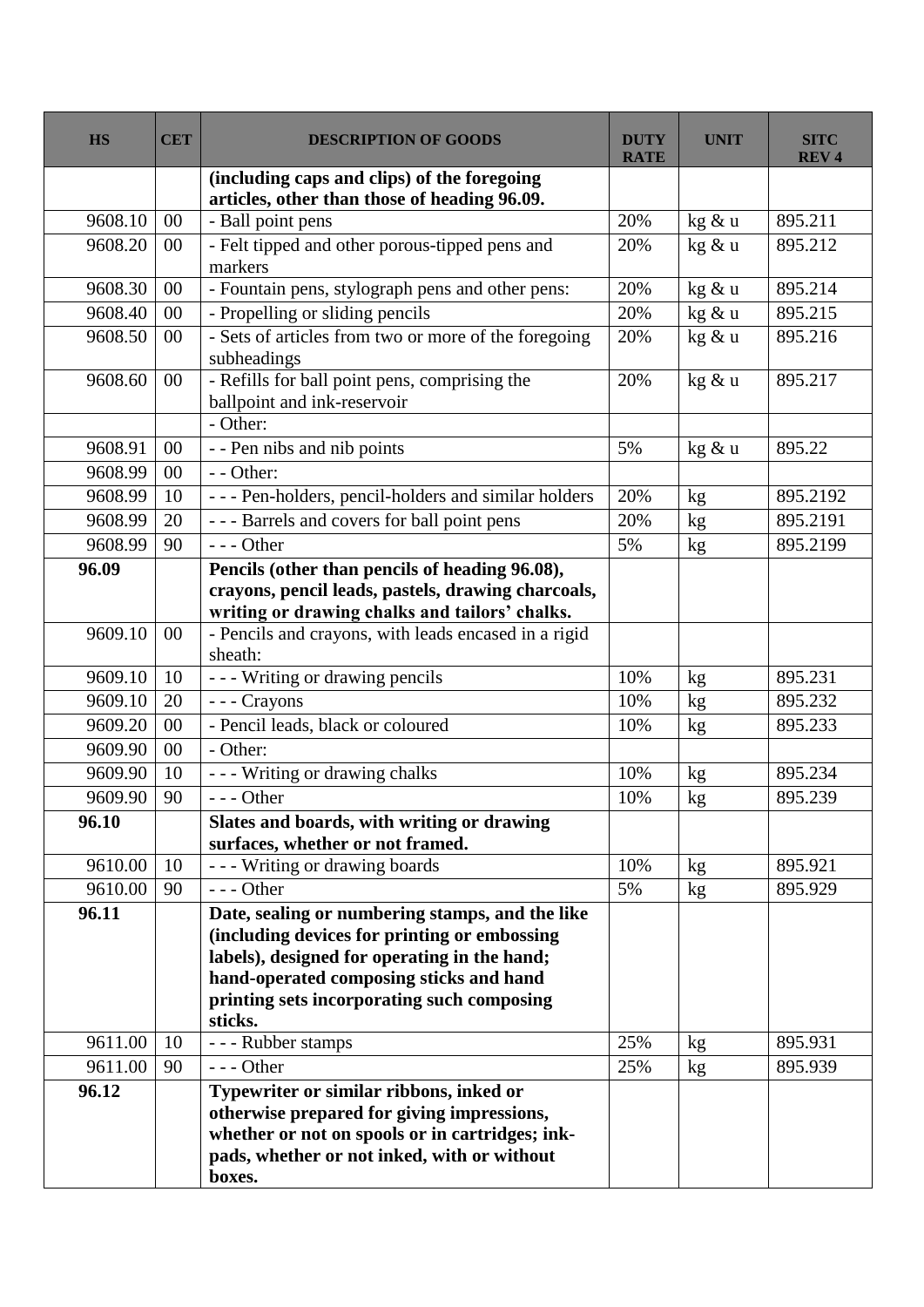| HS | CET | DESCRIPTION OF GOODS | DUTY RATE | UNIT | SITC REV 4 |
|---|---|---|---|---|---|
| | | **(including caps and clips) of the foregoing articles, other than those of heading 96.09.** | | | |
| 9608.10 | 00 | - Ball point pens | 20% | kg & u | 895.211 |
| 9608.20 | 00 | - Felt tipped and other porous-tipped pens and markers | 20% | kg & u | 895.212 |
| 9608.30 | 00 | - Fountain pens, stylograph pens and other pens: | 20% | kg & u | 895.214 |
| 9608.40 | 00 | - Propelling or sliding pencils | 20% | kg & u | 895.215 |
| 9608.50 | 00 | - Sets of articles from two or more of the foregoing subheadings | 20% | kg & u | 895.216 |
| 9608.60 | 00 | - Refills for ball point pens, comprising the ballpoint and ink-reservoir | 20% | kg & u | 895.217 |
| | | - Other: | | | |
| 9608.91 | 00 | - - Pen nibs and nib points | 5% | kg & u | 895.22 |
| 9608.99 | 00 | - - Other: | | | |
| 9608.99 | 10 | - - - Pen-holders, pencil-holders and similar holders | 20% | kg | 895.2192 |
| 9608.99 | 20 | - - - Barrels and covers for ball point pens | 20% | kg | 895.2191 |
| 9608.99 | 90 | - - - Other | 5% | kg | 895.2199 |
| **96.09** | | **Pencils (other than pencils of heading 96.08), crayons, pencil leads, pastels, drawing charcoals, writing or drawing chalks and tailors' chalks.** | | | |
| 9609.10 | 00 | - Pencils and crayons, with leads encased in a rigid sheath: | | | |
| 9609.10 | 10 | - - - Writing or drawing pencils | 10% | kg | 895.231 |
| 9609.10 | 20 | - - - Crayons | 10% | kg | 895.232 |
| 9609.20 | 00 | - Pencil leads, black or coloured | 10% | kg | 895.233 |
| 9609.90 | 00 | - Other: | | | |
| 9609.90 | 10 | - - - Writing or drawing chalks | 10% | kg | 895.234 |
| 9609.90 | 90 | - - - Other | 10% | kg | 895.239 |
| **96.10** | | **Slates and boards, with writing or drawing surfaces, whether or not framed.** | | | |
| 9610.00 | 10 | - - - Writing or drawing boards | 10% | kg | 895.921 |
| 9610.00 | 90 | - - - Other | 5% | kg | 895.929 |
| **96.11** | | **Date, sealing or numbering stamps, and the like (including devices for printing or embossing labels), designed for operating in the hand; hand-operated composing sticks and hand printing sets incorporating such composing sticks.** | | | |
| 9611.00 | 10 | - - - Rubber stamps | 25% | kg | 895.931 |
| 9611.00 | 90 | - - - Other | 25% | kg | 895.939 |
| **96.12** | | **Typewriter or similar ribbons, inked or otherwise prepared for giving impressions, whether or not on spools or in cartridges; ink-pads, whether or not inked, with or without boxes.** | | | |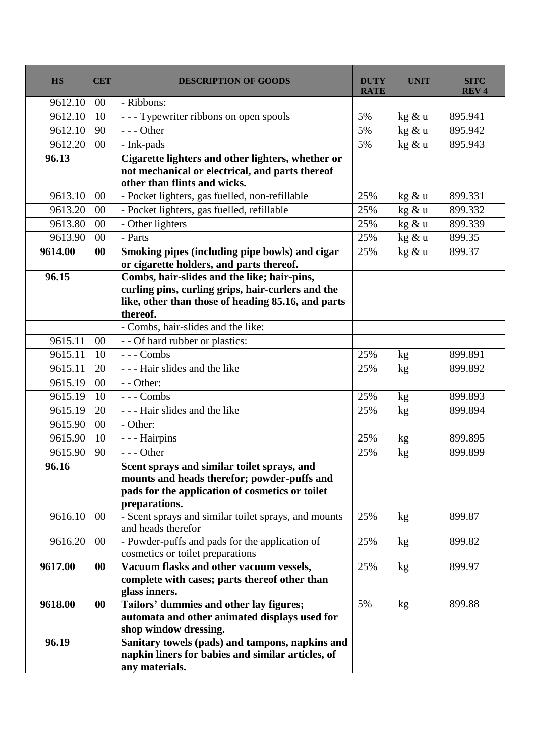| HS | CET | DESCRIPTION OF GOODS | DUTY RATE | UNIT | SITC REV 4 |
|---|---|---|---|---|---|
| 9612.10 | 00 | - Ribbons: | | | |
| 9612.10 | 10 | - - - Typewriter ribbons on open spools | 5% | kg & u | 895.941 |
| 9612.10 | 90 | - - - Other | 5% | kg & u | 895.942 |
| 9612.20 | 00 | - Ink-pads | 5% | kg & u | 895.943 |
| **96.13** | | **Cigarette lighters and other lighters, whether or not mechanical or electrical, and parts thereof other than flints and wicks.** | | | |
| 9613.10 | 00 | - Pocket lighters, gas fuelled, non-refillable | 25% | kg & u | 899.331 |
| 9613.20 | 00 | - Pocket lighters, gas fuelled, refillable | 25% | kg & u | 899.332 |
| 9613.80 | 00 | - Other lighters | 25% | kg & u | 899.339 |
| 9613.90 | 00 | - Parts | 25% | kg & u | 899.35 |
| **9614.00** | **00** | **Smoking pipes (including pipe bowls) and cigar or cigarette holders, and parts thereof.** | 25% | kg & u | 899.37 |
| **96.15** | | **Combs, hair-slides and the like; hair-pins, curling pins, curling grips, hair-curlers and the like, other than those of heading 85.16, and parts thereof.** | | | |
| | | - Combs, hair-slides and the like: | | | |
| 9615.11 | 00 | - - Of hard rubber or plastics: | | | |
| 9615.11 | 10 | - - - Combs | 25% | kg | 899.891 |
| 9615.11 | 20 | - - - Hair slides and the like | 25% | kg | 899.892 |
| 9615.19 | 00 | - - Other: | | | |
| 9615.19 | 10 | - - - Combs | 25% | kg | 899.893 |
| 9615.19 | 20 | - - - Hair slides and the like | 25% | kg | 899.894 |
| 9615.90 | 00 | - Other: | | | |
| 9615.90 | 10 | - - - Hairpins | 25% | kg | 899.895 |
| 9615.90 | 90 | - - - Other | 25% | kg | 899.899 |
| **96.16** | | **Scent sprays and similar toilet sprays, and mounts and heads therefor; powder-puffs and pads for the application of cosmetics or toilet preparations.** | | | |
| 9616.10 | 00 | - Scent sprays and similar toilet sprays, and mounts and heads therefor | 25% | kg | 899.87 |
| 9616.20 | 00 | - Powder-puffs and pads for the application of cosmetics or toilet preparations | 25% | kg | 899.82 |
| **9617.00** | **00** | **Vacuum flasks and other vacuum vessels, complete with cases; parts thereof other than glass inners.** | 25% | kg | 899.97 |
| **9618.00** | **00** | **Tailors' dummies and other lay figures; automata and other animated displays used for shop window dressing.** | 5% | kg | 899.88 |
| **96.19** | | **Sanitary towels (pads) and tampons, napkins and napkin liners for babies and similar articles, of any materials.** | | | |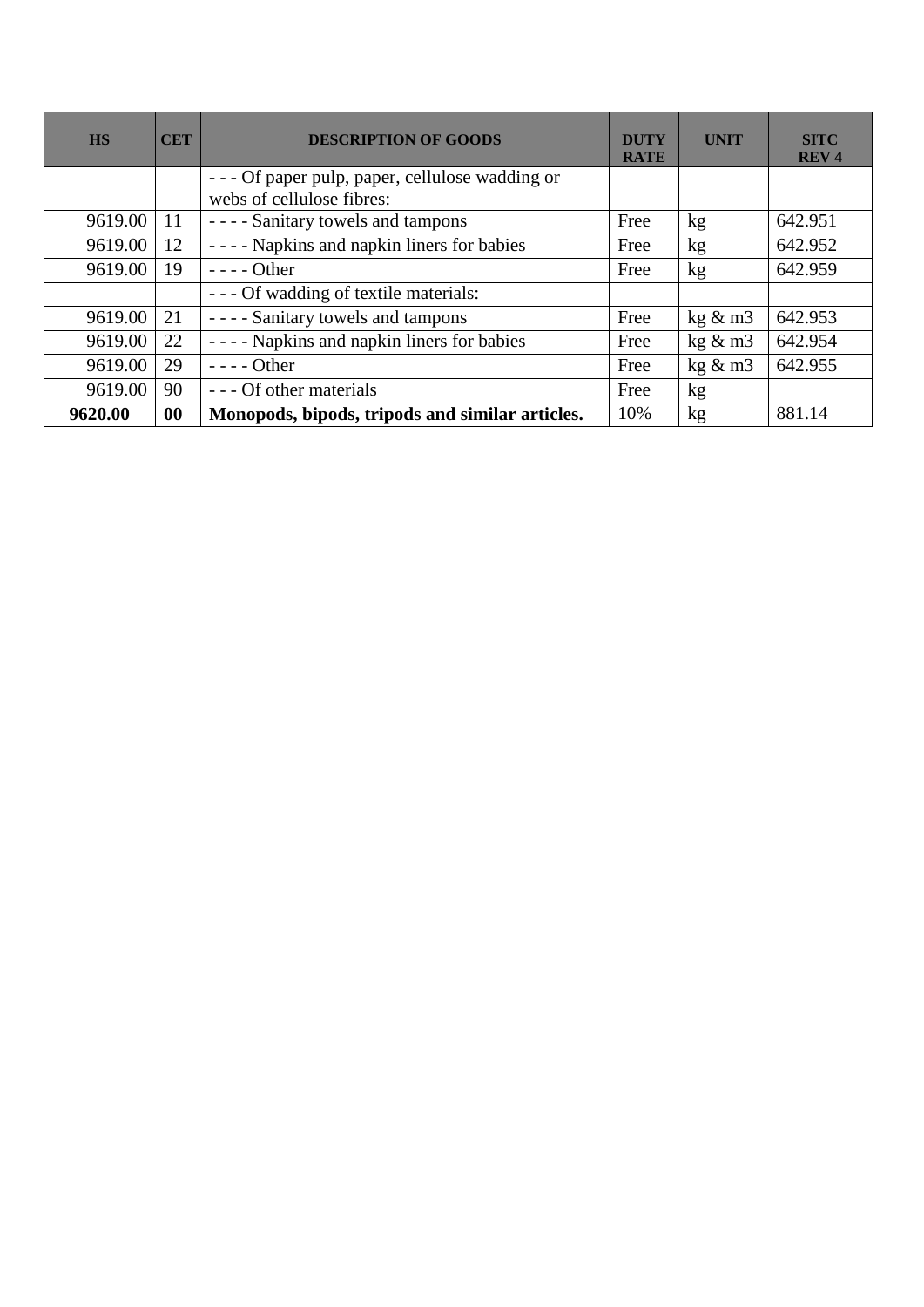| HS | CET | DESCRIPTION OF GOODS | DUTY RATE | UNIT | SITC REV 4 |
|---|---|---|---|---|---|
| | | - - - Of paper pulp, paper, cellulose wadding or webs of cellulose fibres: | | | |
| 9619.00 | 11 | - - - - Sanitary towels and tampons | Free | kg | 642.951 |
| 9619.00 | 12 | - - - - Napkins and napkin liners for babies | Free | kg | 642.952 |
| 9619.00 | 19 | - - - - Other | Free | kg | 642.959 |
| | | - - - Of wadding of textile materials: | | | |
| 9619.00 | 21 | - - - - Sanitary towels and tampons | Free | kg & m3 | 642.953 |
| 9619.00 | 22 | - - - - Napkins and napkin liners for babies | Free | kg & m3 | 642.954 |
| 9619.00 | 29 | - - - - Other | Free | kg & m3 | 642.955 |
| 9619.00 | 90 | - - - Of other materials | Free | kg | |
| **9620.00** | **00** | **Monopods, bipods, tripods and similar articles.** | 10% | kg | 881.14 |